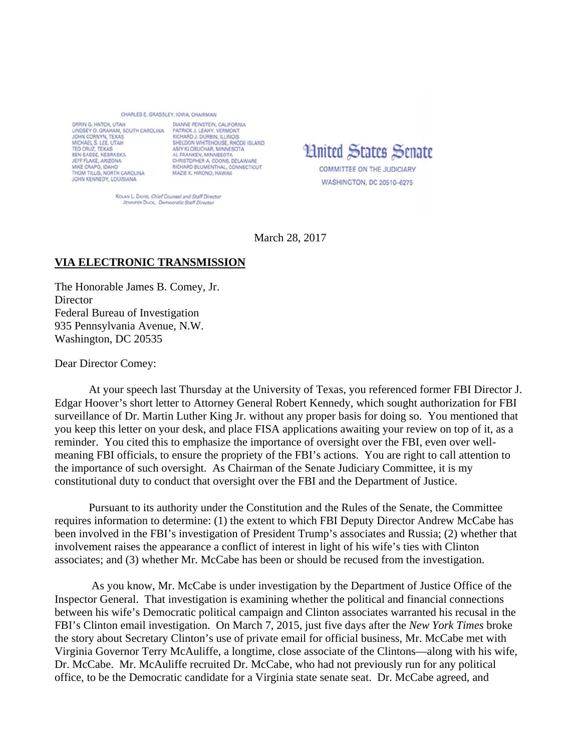CHARLES E. GRASSLEY, IOWA, CHAIRMAN

ORRIN G. HATCH, UTAH
LINDSEY O. GRAHAM, SOUTH CAROLINA
JOHN CORNYN, TEXAS
MICHAEL S. LEE, UTAH
TED CRUZ, TEXAS
BEN SASSE, NEBRASKA
JEFF FLAKE, ARIZONA
MIKE CRAPO, IDAHO
THOM TILLIS, NORTH CAROLINA
JOHN KENNEDY, LOUISIANA

DIANNE FEINSTEIN, CALIFORNIA
PATRICK J. LEAHY, VERMONT
RICHARD J. DURBIN, ILLINOIS
SHELDON WHITEHOUSE, RHODE ISLAND
AMY KLOBUCHAR, MINNESOTA
AL FRANKEN, MINNESOTA
CHRISTOPHER A. COONS, DELAWARE
RICHARD BLUMENTHAL, CONNECTICUT
MAZIE K. HIRONO, HAWAII

KOLAN L. DAVIS, *Chief Counsel and Staff Director*
JENNIFER DUCK, *Democratic Staff Director*

# United States Senate

COMMITTEE ON THE JUDICIARY
WASHINGTON, DC 20510-6275

March 28, 2017

**VIA ELECTRONIC TRANSMISSION**

The Honorable James B. Comey, Jr.
Director
Federal Bureau of Investigation
935 Pennsylvania Avenue, N.W.
Washington, DC 20535

Dear Director Comey:

At your speech last Thursday at the University of Texas, you referenced former FBI Director J. Edgar Hoover's short letter to Attorney General Robert Kennedy, which sought authorization for FBI surveillance of Dr. Martin Luther King Jr. without any proper basis for doing so. You mentioned that you keep this letter on your desk, and place FISA applications awaiting your review on top of it, as a reminder. You cited this to emphasize the importance of oversight over the FBI, even over well-meaning FBI officials, to ensure the propriety of the FBI's actions. You are right to call attention to the importance of such oversight. As Chairman of the Senate Judiciary Committee, it is my constitutional duty to conduct that oversight over the FBI and the Department of Justice.

Pursuant to its authority under the Constitution and the Rules of the Senate, the Committee requires information to determine: (1) the extent to which FBI Deputy Director Andrew McCabe has been involved in the FBI's investigation of President Trump's associates and Russia; (2) whether that involvement raises the appearance a conflict of interest in light of his wife's ties with Clinton associates; and (3) whether Mr. McCabe has been or should be recused from the investigation.

As you know, Mr. McCabe is under investigation by the Department of Justice Office of the Inspector General. That investigation is examining whether the political and financial connections between his wife's Democratic political campaign and Clinton associates warranted his recusal in the FBI's Clinton email investigation. On March 7, 2015, just five days after the *New York Times* broke the story about Secretary Clinton's use of private email for official business, Mr. McCabe met with Virginia Governor Terry McAuliffe, a longtime, close associate of the Clintons—along with his wife, Dr. McCabe. Mr. McAuliffe recruited Dr. McCabe, who had not previously run for any political office, to be the Democratic candidate for a Virginia state senate seat. Dr. McCabe agreed, and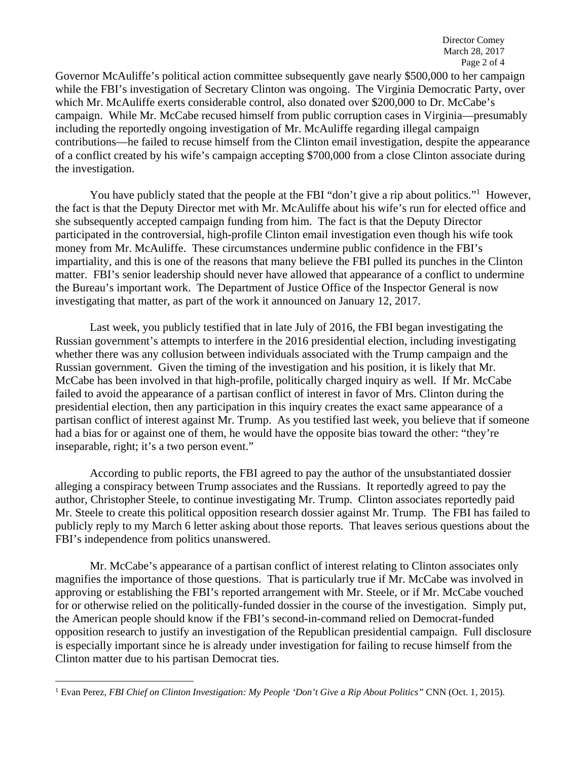Governor McAuliffe's political action committee subsequently gave nearly $500,000 to her campaign while the FBI's investigation of Secretary Clinton was ongoing. The Virginia Democratic Party, over which Mr. McAuliffe exerts considerable control, also donated over $200,000 to Dr. McCabe's campaign. While Mr. McCabe recused himself from public corruption cases in Virginia—presumably including the reportedly ongoing investigation of Mr. McAuliffe regarding illegal campaign contributions—he failed to recuse himself from the Clinton email investigation, despite the appearance of a conflict created by his wife's campaign accepting $700,000 from a close Clinton associate during the investigation.

You have publicly stated that the people at the FBI "don't give a rip about politics."[1] However, the fact is that the Deputy Director met with Mr. McAuliffe about his wife's run for elected office and she subsequently accepted campaign funding from him. The fact is that the Deputy Director participated in the controversial, high-profile Clinton email investigation even though his wife took money from Mr. McAuliffe. These circumstances undermine public confidence in the FBI's impartiality, and this is one of the reasons that many believe the FBI pulled its punches in the Clinton matter. FBI's senior leadership should never have allowed that appearance of a conflict to undermine the Bureau's important work. The Department of Justice Office of the Inspector General is now investigating that matter, as part of the work it announced on January 12, 2017.

Last week, you publicly testified that in late July of 2016, the FBI began investigating the Russian government's attempts to interfere in the 2016 presidential election, including investigating whether there was any collusion between individuals associated with the Trump campaign and the Russian government. Given the timing of the investigation and his position, it is likely that Mr. McCabe has been involved in that high-profile, politically charged inquiry as well. If Mr. McCabe failed to avoid the appearance of a partisan conflict of interest in favor of Mrs. Clinton during the presidential election, then any participation in this inquiry creates the exact same appearance of a partisan conflict of interest against Mr. Trump. As you testified last week, you believe that if someone had a bias for or against one of them, he would have the opposite bias toward the other: "they're inseparable, right; it's a two person event."

According to public reports, the FBI agreed to pay the author of the unsubstantiated dossier alleging a conspiracy between Trump associates and the Russians. It reportedly agreed to pay the author, Christopher Steele, to continue investigating Mr. Trump. Clinton associates reportedly paid Mr. Steele to create this political opposition research dossier against Mr. Trump. The FBI has failed to publicly reply to my March 6 letter asking about those reports. That leaves serious questions about the FBI's independence from politics unanswered.

Mr. McCabe's appearance of a partisan conflict of interest relating to Clinton associates only magnifies the importance of those questions. That is particularly true if Mr. McCabe was involved in approving or establishing the FBI's reported arrangement with Mr. Steele, or if Mr. McCabe vouched for or otherwise relied on the politically-funded dossier in the course of the investigation. Simply put, the American people should know if the FBI's second-in-command relied on Democrat-funded opposition research to justify an investigation of the Republican presidential campaign. Full disclosure is especially important since he is already under investigation for failing to recuse himself from the Clinton matter due to his partisan Democrat ties.

---

[1] Evan Perez, *FBI Chief on Clinton Investigation: My People 'Don't Give a Rip About Politics"* CNN (Oct. 1, 2015).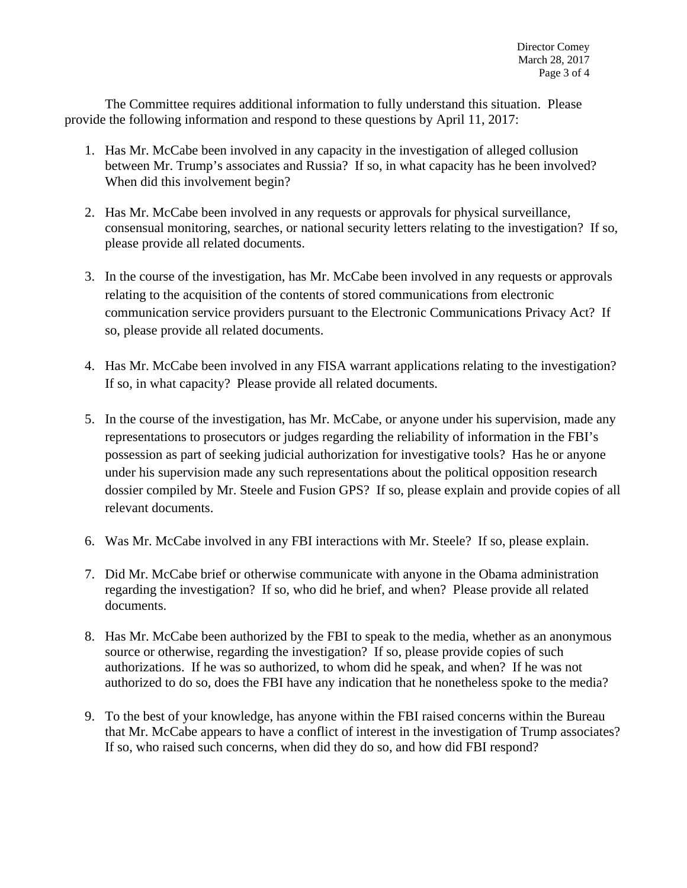The Committee requires additional information to fully understand this situation. Please provide the following information and respond to these questions by April 11, 2017:

1. Has Mr. McCabe been involved in any capacity in the investigation of alleged collusion between Mr. Trump's associates and Russia? If so, in what capacity has he been involved? When did this involvement begin?

2. Has Mr. McCabe been involved in any requests or approvals for physical surveillance, consensual monitoring, searches, or national security letters relating to the investigation? If so, please provide all related documents.

3. In the course of the investigation, has Mr. McCabe been involved in any requests or approvals relating to the acquisition of the contents of stored communications from electronic communication service providers pursuant to the Electronic Communications Privacy Act? If so, please provide all related documents.

4. Has Mr. McCabe been involved in any FISA warrant applications relating to the investigation? If so, in what capacity? Please provide all related documents.

5. In the course of the investigation, has Mr. McCabe, or anyone under his supervision, made any representations to prosecutors or judges regarding the reliability of information in the FBI's possession as part of seeking judicial authorization for investigative tools? Has he or anyone under his supervision made any such representations about the political opposition research dossier compiled by Mr. Steele and Fusion GPS? If so, please explain and provide copies of all relevant documents.

6. Was Mr. McCabe involved in any FBI interactions with Mr. Steele? If so, please explain.

7. Did Mr. McCabe brief or otherwise communicate with anyone in the Obama administration regarding the investigation? If so, who did he brief, and when? Please provide all related documents.

8. Has Mr. McCabe been authorized by the FBI to speak to the media, whether as an anonymous source or otherwise, regarding the investigation? If so, please provide copies of such authorizations. If he was so authorized, to whom did he speak, and when? If he was not authorized to do so, does the FBI have any indication that he nonetheless spoke to the media?

9. To the best of your knowledge, has anyone within the FBI raised concerns within the Bureau that Mr. McCabe appears to have a conflict of interest in the investigation of Trump associates? If so, who raised such concerns, when did they do so, and how did FBI respond?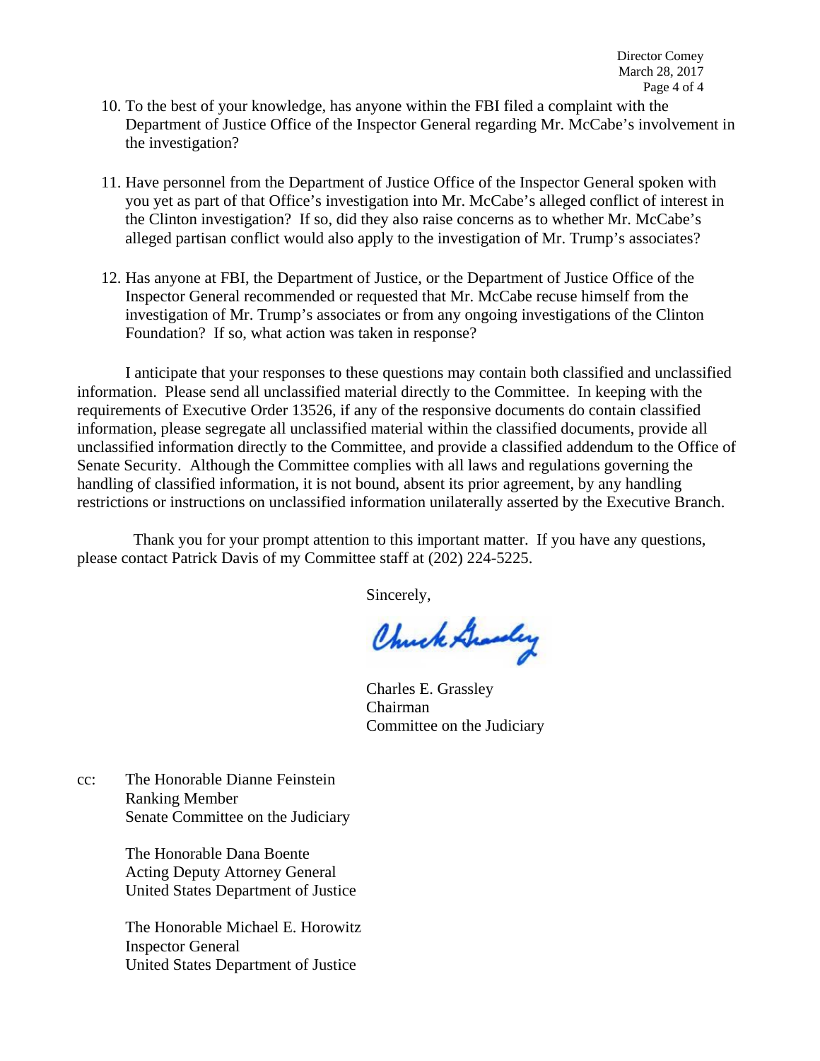10. To the best of your knowledge, has anyone within the FBI filed a complaint with the Department of Justice Office of the Inspector General regarding Mr. McCabe's involvement in the investigation?

11. Have personnel from the Department of Justice Office of the Inspector General spoken with you yet as part of that Office's investigation into Mr. McCabe's alleged conflict of interest in the Clinton investigation? If so, did they also raise concerns as to whether Mr. McCabe's alleged partisan conflict would also apply to the investigation of Mr. Trump's associates?

12. Has anyone at FBI, the Department of Justice, or the Department of Justice Office of the Inspector General recommended or requested that Mr. McCabe recuse himself from the investigation of Mr. Trump's associates or from any ongoing investigations of the Clinton Foundation? If so, what action was taken in response?

I anticipate that your responses to these questions may contain both classified and unclassified information. Please send all unclassified material directly to the Committee. In keeping with the requirements of Executive Order 13526, if any of the responsive documents do contain classified information, please segregate all unclassified material within the classified documents, provide all unclassified information directly to the Committee, and provide a classified addendum to the Office of Senate Security. Although the Committee complies with all laws and regulations governing the handling of classified information, it is not bound, absent its prior agreement, by any handling restrictions or instructions on unclassified information unilaterally asserted by the Executive Branch.

Thank you for your prompt attention to this important matter. If you have any questions, please contact Patrick Davis of my Committee staff at (202) 224-5225.

Sincerely,

Chuck Grassley

Charles E. Grassley
Chairman
Committee on the Judiciary

cc: The Honorable Dianne Feinstein
Ranking Member
Senate Committee on the Judiciary

The Honorable Dana Boente
Acting Deputy Attorney General
United States Department of Justice

The Honorable Michael E. Horowitz
Inspector General
United States Department of Justice